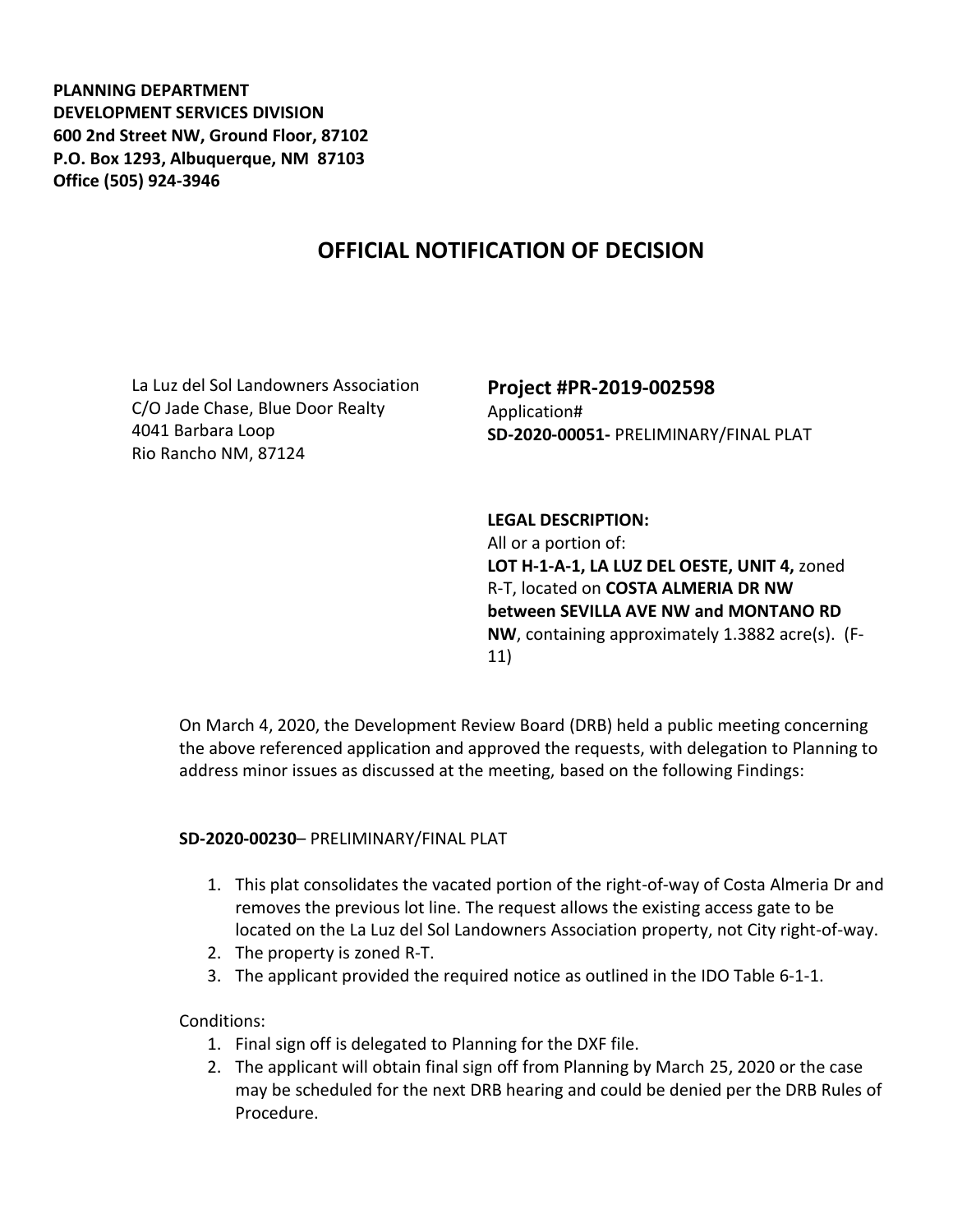**PLANNING DEPARTMENT**
**DEVELOPMENT SERVICES DIVISION**
**600 2nd Street NW, Ground Floor, 87102**
**P.O. Box 1293, Albuquerque, NM 87103**
**Office (505) 924-3946**

# OFFICIAL NOTIFICATION OF DECISION

La Luz del Sol Landowners Association
C/O Jade Chase, Blue Door Realty
4041 Barbara Loop
Rio Rancho NM, 87124

**Project #PR-2019-002598**
Application#
**SD-2020-00051-** PRELIMINARY/FINAL PLAT

**LEGAL DESCRIPTION:**
All or a portion of:
**LOT H-1-A-1, LA LUZ DEL OESTE, UNIT 4,** zoned R-T, located on **COSTA ALMERIA DR NW between SEVILLA AVE NW and MONTANO RD NW**, containing approximately 1.3882 acre(s). (F-11)

On March 4, 2020, the Development Review Board (DRB) held a public meeting concerning the above referenced application and approved the requests, with delegation to Planning to address minor issues as discussed at the meeting, based on the following Findings:

**SD-2020-00230**– PRELIMINARY/FINAL PLAT

1. This plat consolidates the vacated portion of the right-of-way of Costa Almeria Dr and removes the previous lot line. The request allows the existing access gate to be located on the La Luz del Sol Landowners Association property, not City right-of-way.
2. The property is zoned R-T.
3. The applicant provided the required notice as outlined in the IDO Table 6-1-1.

Conditions:

1. Final sign off is delegated to Planning for the DXF file.
2. The applicant will obtain final sign off from Planning by March 25, 2020 or the case may be scheduled for the next DRB hearing and could be denied per the DRB Rules of Procedure.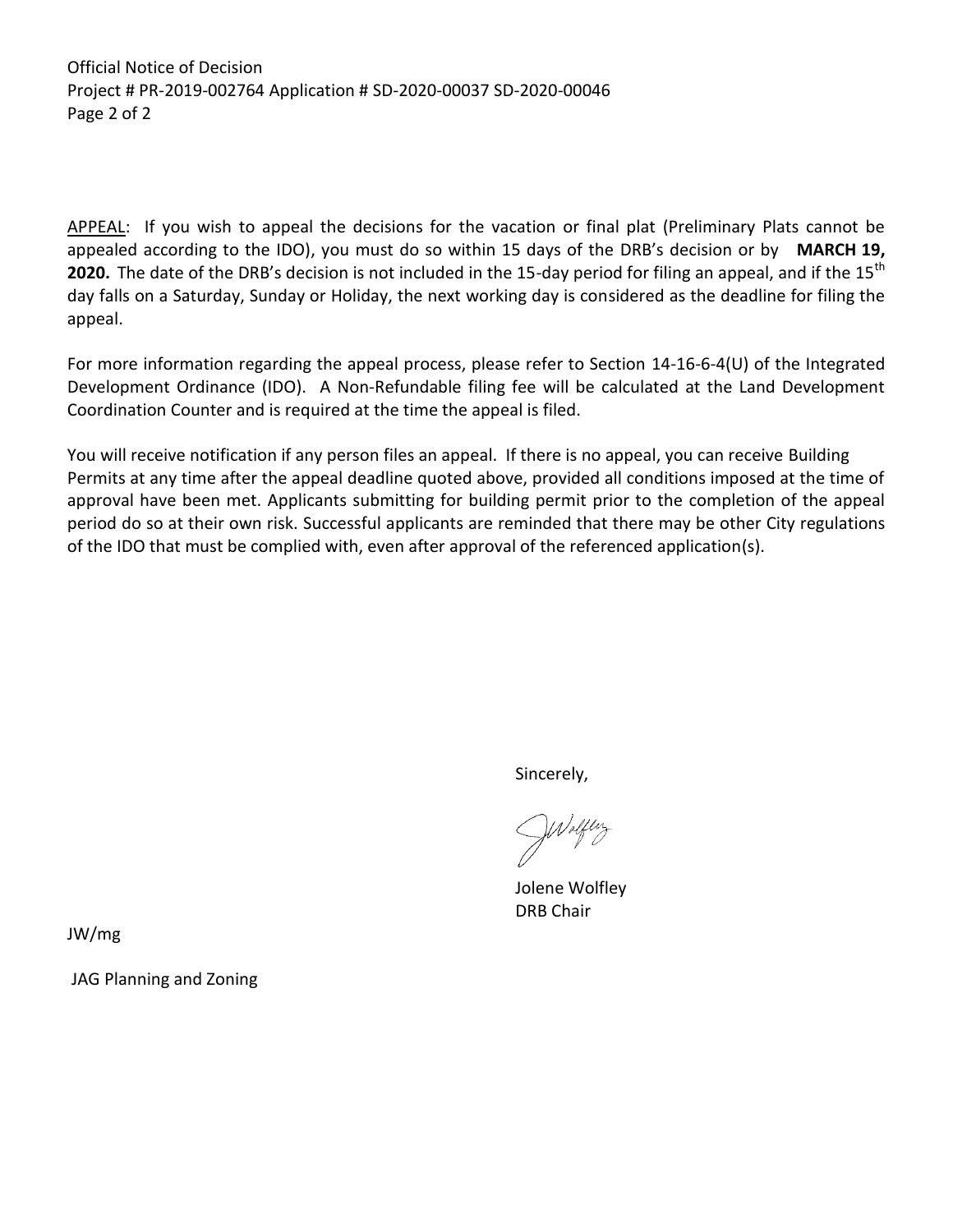APPEAL: If you wish to appeal the decisions for the vacation or final plat (Preliminary Plats cannot be appealed according to the IDO), you must do so within 15 days of the DRB's decision or by **MARCH 19, 2020.** The date of the DRB's decision is not included in the 15-day period for filing an appeal, and if the 15th day falls on a Saturday, Sunday or Holiday, the next working day is considered as the deadline for filing the appeal.

For more information regarding the appeal process, please refer to Section 14-16-6-4(U) of the Integrated Development Ordinance (IDO). A Non-Refundable filing fee will be calculated at the Land Development Coordination Counter and is required at the time the appeal is filed.

You will receive notification if any person files an appeal. If there is no appeal, you can receive Building Permits at any time after the appeal deadline quoted above, provided all conditions imposed at the time of approval have been met. Applicants submitting for building permit prior to the completion of the appeal period do so at their own risk. Successful applicants are reminded that there may be other City regulations of the IDO that must be complied with, even after approval of the referenced application(s).

Sincerely,

Jolene Wolfley
DRB Chair

JW/mg

JAG Planning and Zoning